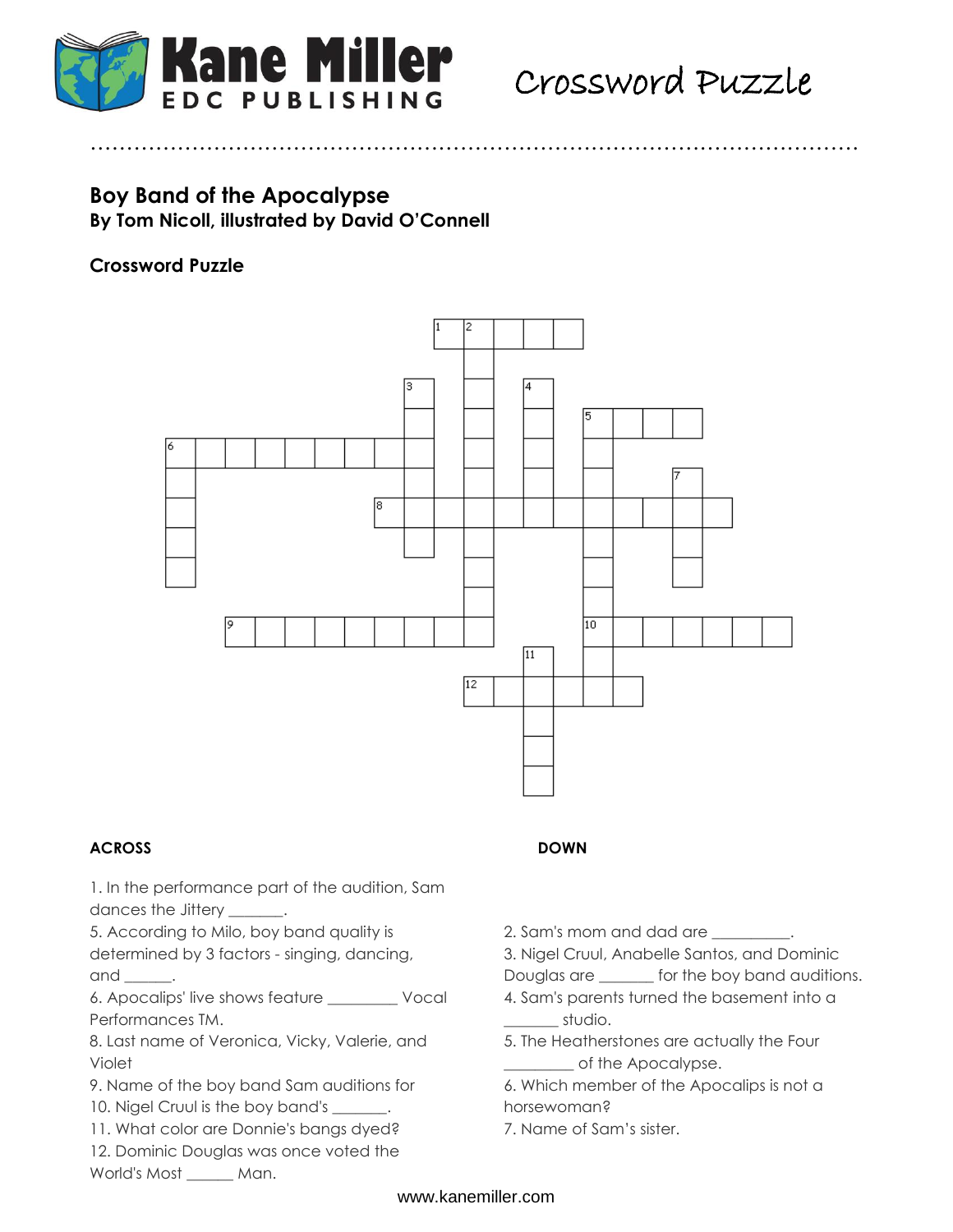Kane Miller
EDC PUBLISHING

Crossword Puzzle

## Boy Band of the Apocalypse

**By Tom Nicoll, illustrated by David O'Connell**

### Crossword Puzzle

### ACROSS

1. In the performance part of the audition, Sam dances the Jittery _______.
5. According to Milo, boy band quality is determined by 3 factors - singing, dancing, and ______.
6. Apocalips' live shows feature _________ Vocal Performances TM.
8. Last name of Veronica, Vicky, Valerie, and Violet
9. Name of the boy band Sam auditions for
10. Nigel Cruul is the boy band's _______.
11. What color are Donnie's bangs dyed?
12. Dominic Douglas was once voted the World's Most ______ Man.

### DOWN

2. Sam's mom and dad are __________.
3. Nigel Cruul, Anabelle Santos, and Dominic Douglas are _______ for the boy band auditions.
4. Sam's parents turned the basement into a _______ studio.
5. The Heatherstones are actually the Four _________ of the Apocalypse.
6. Which member of the Apocalips is not a horsewoman?
7. Name of Sam's sister.

www.kanemiller.com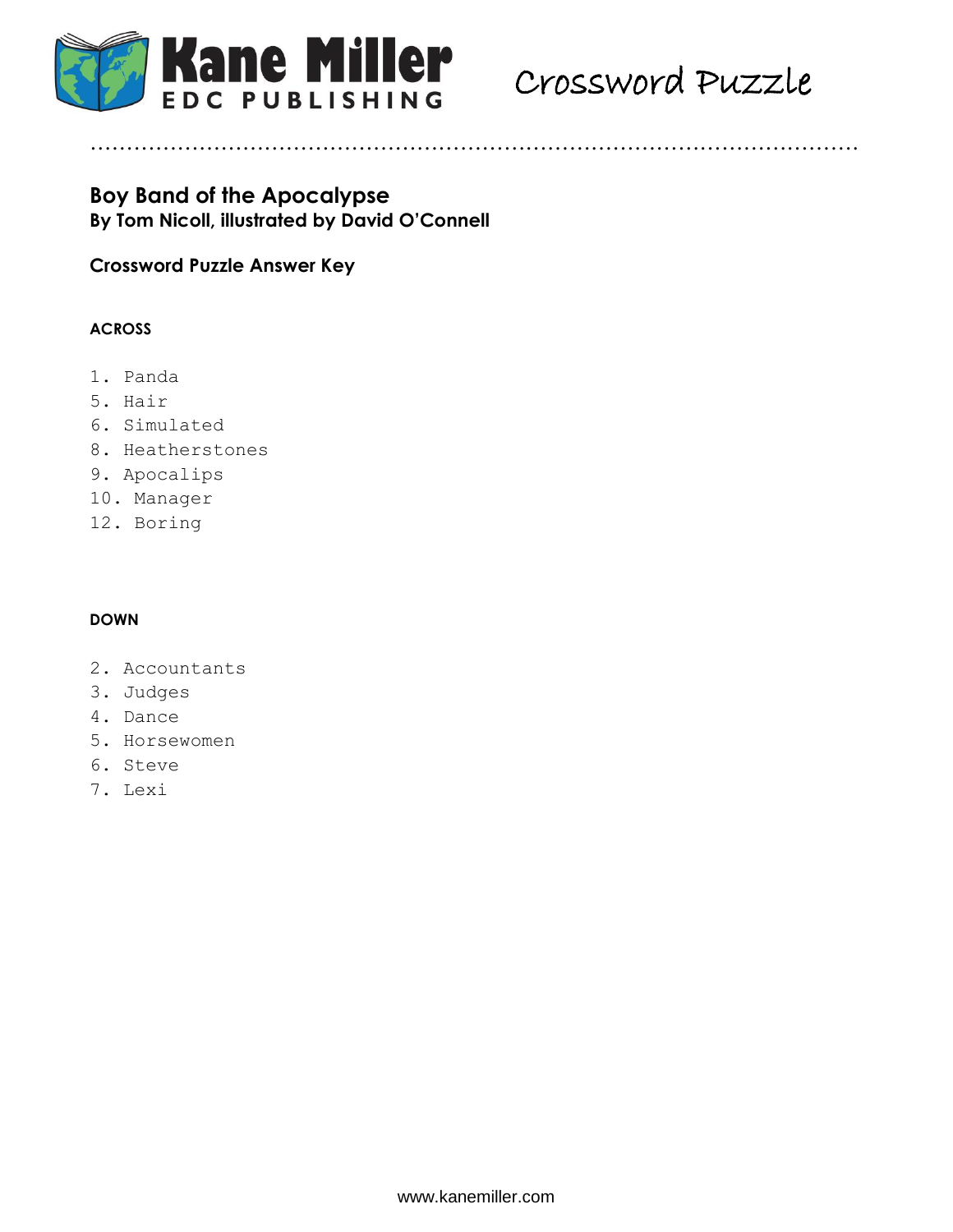Crossword Puzzle

## Boy Band of the Apocalypse

**By Tom Nicoll, illustrated by David O'Connell**

### Crossword Puzzle Answer Key

**ACROSS**

1. Panda
5. Hair
6. Simulated
8. Heatherstones
9. Apocalips
10. Manager
12. Boring

**DOWN**

2. Accountants
3. Judges
4. Dance
5. Horsewomen
6. Steve
7. Lexi